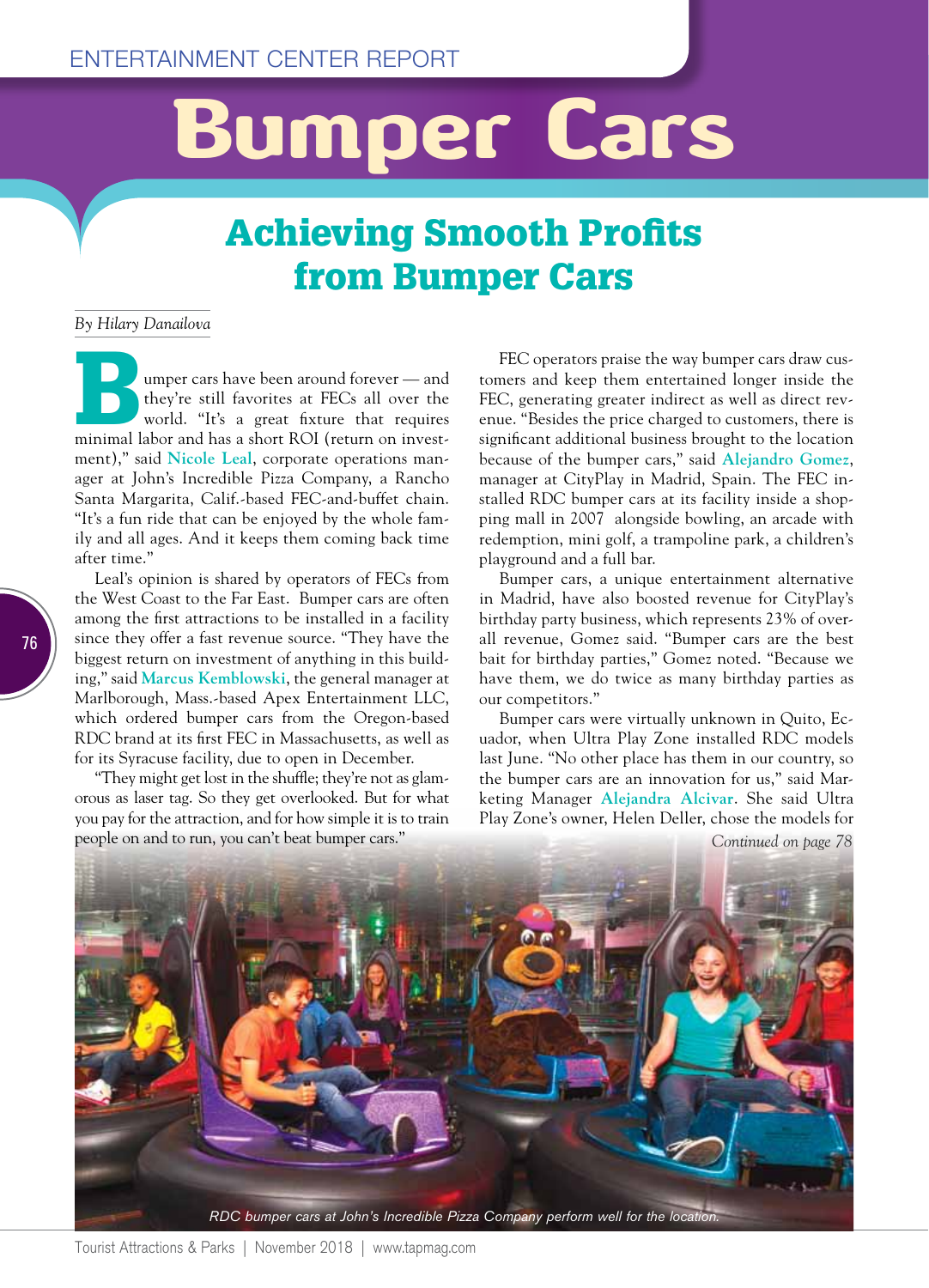ENTERTAINMENT CENTER REPORT

# Bumper Cars

## Achieving Smooth Profits from Bumper Cars

*By Hilary Danailova*

Bumper cars have been around forever — and they're still favorites at FECs all over the world. "It's a great fixture that requires minimal labor and has a short ROI (return on investment)," said **Nicole Leal**, corporate operations manager at John's Incredible Pizza Company, a Rancho Santa Margarita, Calif.-based FEC-and-buffet chain. "It's a fun ride that can be enjoyed by the whole family and all ages. And it keeps them coming back time after time."

Leal's opinion is shared by operators of FECs from the West Coast to the Far East. Bumper cars are often among the first attractions to be installed in a facility since they offer a fast revenue source. "They have the biggest return on investment of anything in this building," said **Marcus Kemblowski**, the general manager at Marlborough, Mass.-based Apex Entertainment LLC, which ordered bumper cars from the Oregon-based RDC brand at its first FEC in Massachusetts, as well as for its Syracuse facility, due to open in December.

"They might get lost in the shuffle; they're not as glamorous as laser tag. So they get overlooked. But for what you pay for the attraction, and for how simple it is to train people on and to run, you can't beat bumper cars."

FEC operators praise the way bumper cars draw customers and keep them entertained longer inside the FEC, generating greater indirect as well as direct revenue. "Besides the price charged to customers, there is significant additional business brought to the location because of the bumper cars," said **Alejandro Gomez**, manager at CityPlay in Madrid, Spain. The FEC installed RDC bumper cars at its facility inside a shopping mall in 2007 alongside bowling, an arcade with redemption, mini golf, a trampoline park, a children's playground and a full bar.

Bumper cars, a unique entertainment alternative in Madrid, have also boosted revenue for CityPlay's birthday party business, which represents 23% of overall revenue, Gomez said. "Bumper cars are the best bait for birthday parties," Gomez noted. "Because we have them, we do twice as many birthday parties as our competitors."

Bumper cars were virtually unknown in Quito, Ecuador, when Ultra Play Zone installed RDC models last June. "No other place has them in our country, so the bumper cars are an innovation for us," said Marketing Manager **Alejandra Alcivar**. She said Ultra Play Zone's owner, Helen Deller, chose the models for

*Continued on page 78*

*RDC bumper cars at John's Incredible Pizza Company perform well for the location.*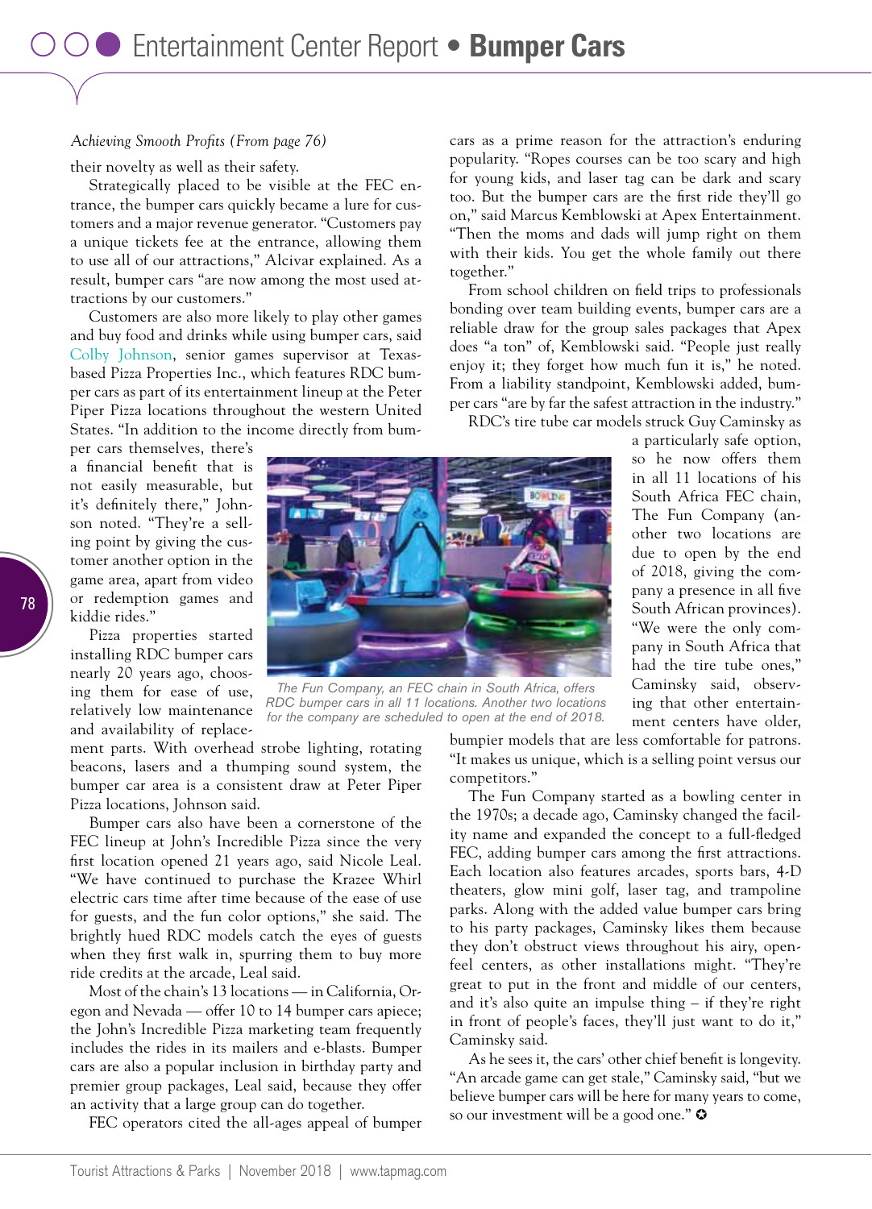*Achieving Smooth Profits (From page 76)*

their novelty as well as their safety.

Strategically placed to be visible at the FEC entrance, the bumper cars quickly became a lure for customers and a major revenue generator. "Customers pay a unique tickets fee at the entrance, allowing them to use all of our attractions," Alcivar explained. As a result, bumper cars "are now among the most used attractions by our customers."

Customers are also more likely to play other games and buy food and drinks while using bumper cars, said Colby Johnson, senior games supervisor at Texas-based Pizza Properties Inc., which features RDC bumper cars as part of its entertainment lineup at the Peter Piper Pizza locations throughout the western United States. "In addition to the income directly from bumper cars themselves, there's a financial benefit that is not easily measurable, but it's definitely there," Johnson noted. "They're a selling point by giving the customer another option in the game area, apart from video or redemption games and kiddie rides."

Pizza properties started installing RDC bumper cars nearly 20 years ago, choosing them for ease of use, relatively low maintenance and availability of replacement parts. With overhead strobe lighting, rotating beacons, lasers and a thumping sound system, the bumper car area is a consistent draw at Peter Piper Pizza locations, Johnson said.

Bumper cars also have been a cornerstone of the FEC lineup at John's Incredible Pizza since the very first location opened 21 years ago, said Nicole Leal. "We have continued to purchase the Krazee Whirl electric cars time after time because of the ease of use for guests, and the fun color options," she said. The brightly hued RDC models catch the eyes of guests when they first walk in, spurring them to buy more ride credits at the arcade, Leal said.

Most of the chain's 13 locations — in California, Oregon and Nevada — offer 10 to 14 bumper cars apiece; the John's Incredible Pizza marketing team frequently includes the rides in its mailers and e-blasts. Bumper cars are also a popular inclusion in birthday party and premier group packages, Leal said, because they offer an activity that a large group can do together.

FEC operators cited the all-ages appeal of bumper cars as a prime reason for the attraction's enduring popularity. "Ropes courses can be too scary and high for young kids, and laser tag can be dark and scary too. But the bumper cars are the first ride they'll go on," said Marcus Kemblowski at Apex Entertainment. "Then the moms and dads will jump right on them with their kids. You get the whole family out there together."

From school children on field trips to professionals bonding over team building events, bumper cars are a reliable draw for the group sales packages that Apex does "a ton" of, Kemblowski said. "People just really enjoy it; they forget how much fun it is," he noted. From a liability standpoint, Kemblowski added, bumper cars "are by far the safest attraction in the industry."

RDC's tire tube car models struck Guy Caminsky as a particularly safe option, so he now offers them in all 11 locations of his South Africa FEC chain, The Fun Company (another two locations are due to open by the end of 2018, giving the company a presence in all five South African provinces). "We were the only company in South Africa that had the tire tube ones," Caminsky said, observing that other entertainment centers have older, bumpier models that are less comfortable for patrons. "It makes us unique, which is a selling point versus our competitors."

*The Fun Company, an FEC chain in South Africa, offers RDC bumper cars in all 11 locations. Another two locations for the company are scheduled to open at the end of 2018.*

The Fun Company started as a bowling center in the 1970s; a decade ago, Caminsky changed the facility name and expanded the concept to a full-fledged FEC, adding bumper cars among the first attractions. Each location also features arcades, sports bars, 4-D theaters, glow mini golf, laser tag, and trampoline parks. Along with the added value bumper cars bring to his party packages, Caminsky likes them because they don't obstruct views throughout his airy, open-feel centers, as other installations might. "They're great to put in the front and middle of our centers, and it's also quite an impulse thing – if they're right in front of people's faces, they'll just want to do it," Caminsky said.

As he sees it, the cars' other chief benefit is longevity. "An arcade game can get stale," Caminsky said, "but we believe bumper cars will be here for many years to come, so our investment will be a good one." ✪